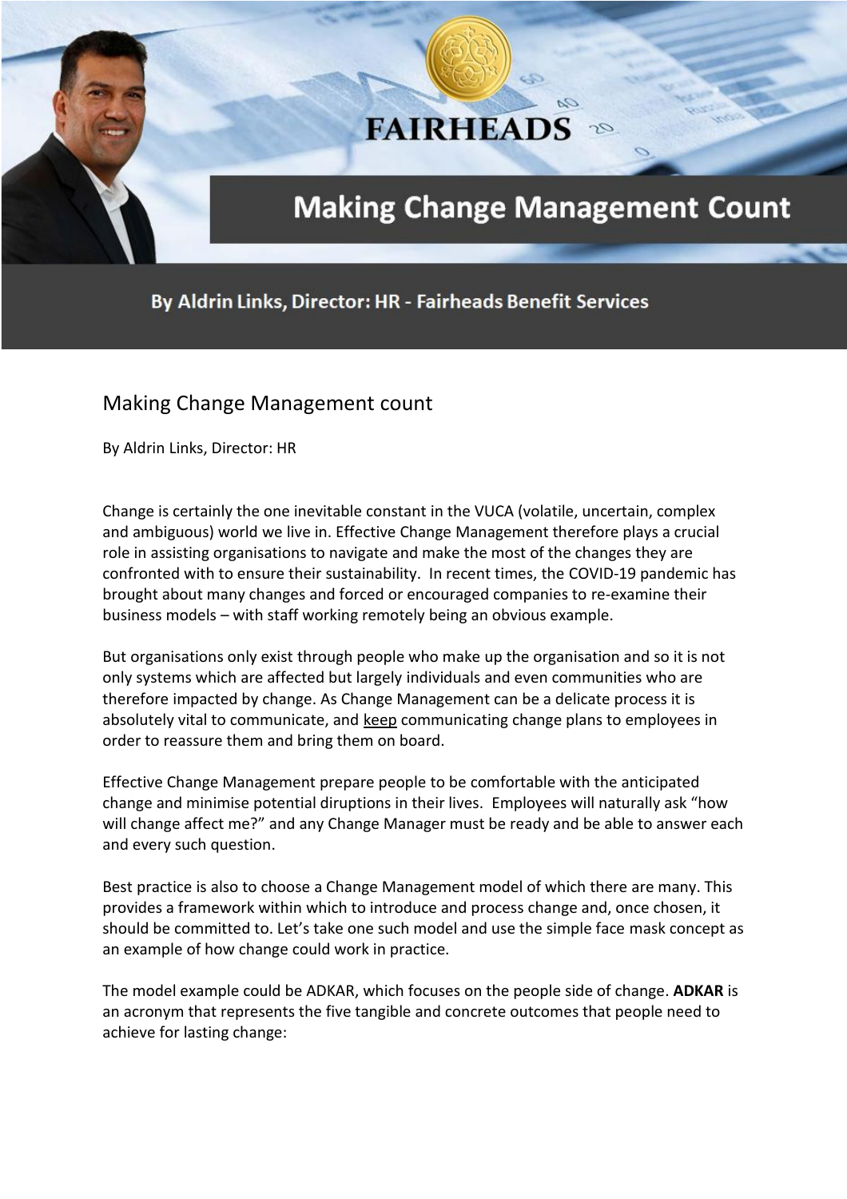# Making Change Management Count

By Aldrin Links, Director: HR - Fairheads Benefit Services

## Making Change Management count

By Aldrin Links, Director: HR

Change is certainly the one inevitable constant in the VUCA (volatile, uncertain, complex and ambiguous) world we live in. Effective Change Management therefore plays a crucial role in assisting organisations to navigate and make the most of the changes they are confronted with to ensure their sustainability. In recent times, the COVID-19 pandemic has brought about many changes and forced or encouraged companies to re-examine their business models – with staff working remotely being an obvious example.

But organisations only exist through people who make up the organisation and so it is not only systems which are affected but largely individuals and even communities who are therefore impacted by change. As Change Management can be a delicate process it is absolutely vital to communicate, and keep communicating change plans to employees in order to reassure them and bring them on board.

Effective Change Management prepare people to be comfortable with the anticipated change and minimise potential diruptions in their lives. Employees will naturally ask "how will change affect me?" and any Change Manager must be ready and be able to answer each and every such question.

Best practice is also to choose a Change Management model of which there are many. This provides a framework within which to introduce and process change and, once chosen, it should be committed to. Let's take one such model and use the simple face mask concept as an example of how change could work in practice.

The model example could be ADKAR, which focuses on the people side of change. **ADKAR** is an acronym that represents the five tangible and concrete outcomes that people need to achieve for lasting change: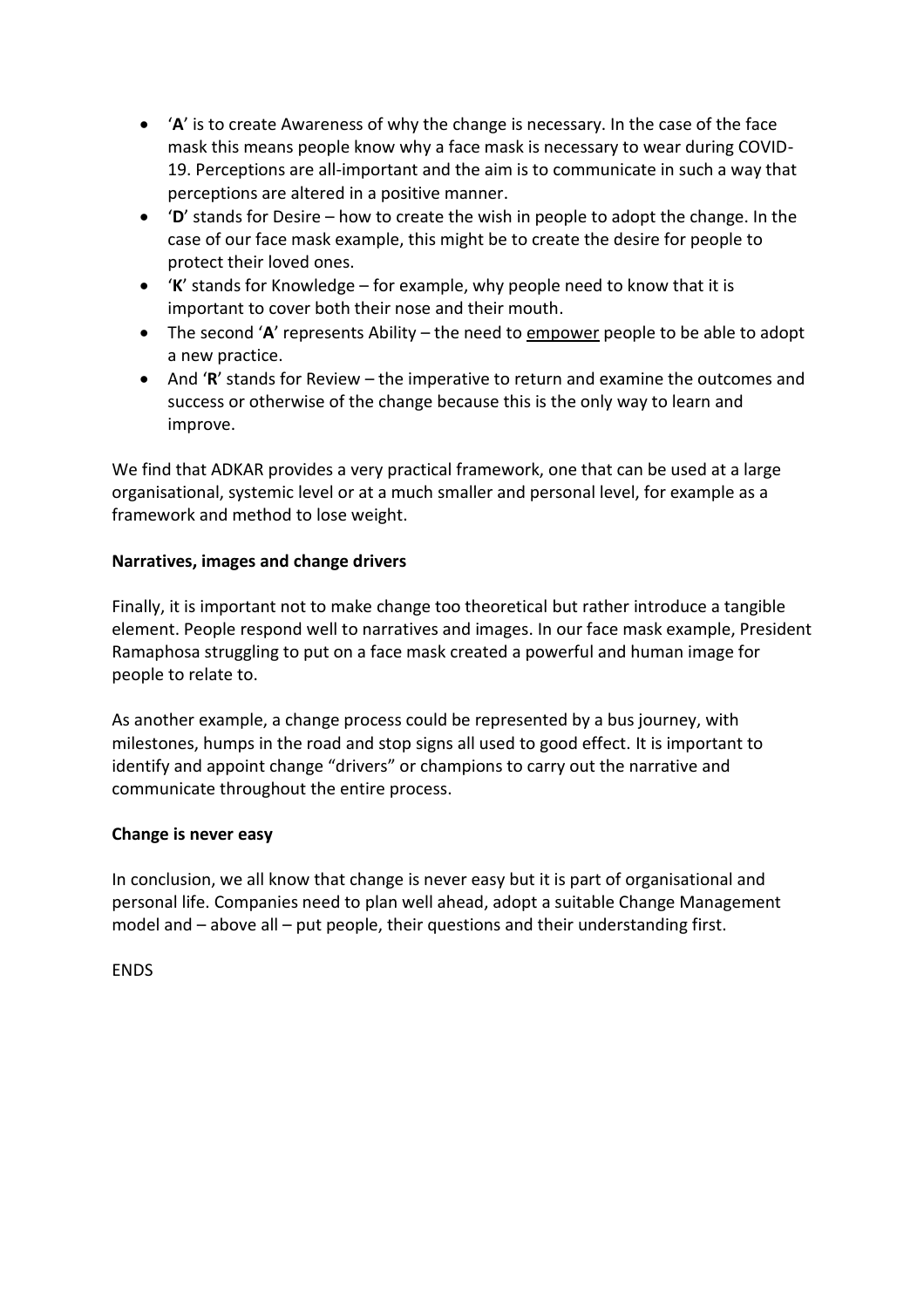- '**A**' is to create Awareness of why the change is necessary. In the case of the face mask this means people know why a face mask is necessary to wear during COVID-19. Perceptions are all-important and the aim is to communicate in such a way that perceptions are altered in a positive manner.
- '**D**' stands for Desire – how to create the wish in people to adopt the change. In the case of our face mask example, this might be to create the desire for people to protect their loved ones.
- '**K**' stands for Knowledge – for example, why people need to know that it is important to cover both their nose and their mouth.
- The second '**A**' represents Ability – the need to <u>empower</u> people to be able to adopt a new practice.
- And '**R**' stands for Review – the imperative to return and examine the outcomes and success or otherwise of the change because this is the only way to learn and improve.

We find that ADKAR provides a very practical framework, one that can be used at a large organisational, systemic level or at a much smaller and personal level, for example as a framework and method to lose weight.

**Narratives, images and change drivers**

Finally, it is important not to make change too theoretical but rather introduce a tangible element. People respond well to narratives and images. In our face mask example, President Ramaphosa struggling to put on a face mask created a powerful and human image for people to relate to.

As another example, a change process could be represented by a bus journey, with milestones, humps in the road and stop signs all used to good effect. It is important to identify and appoint change "drivers" or champions to carry out the narrative and communicate throughout the entire process.

**Change is never easy**

In conclusion, we all know that change is never easy but it is part of organisational and personal life. Companies need to plan well ahead, adopt a suitable Change Management model and – above all – put people, their questions and their understanding first.

ENDS